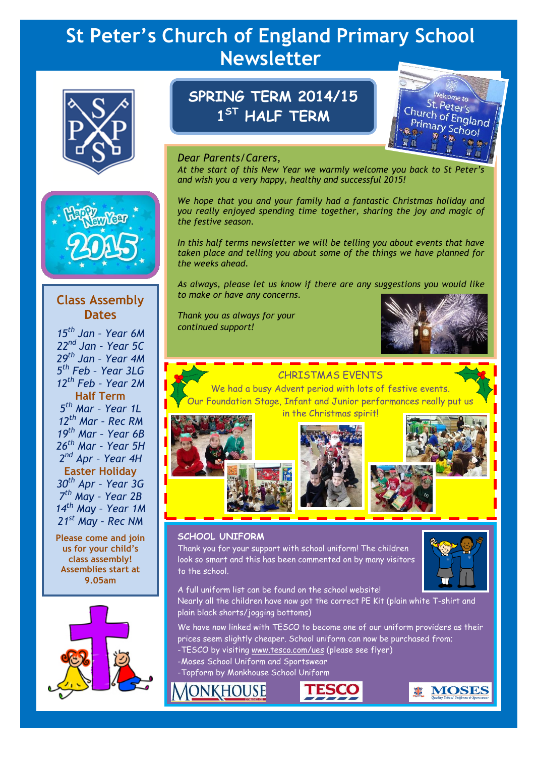# St Peter's Church of England Primary School Newsletter

## SPRING TERM 2014/15
## 1ST HALF TERM

*Dear Parents/Carers,*

*At the start of this New Year we warmly welcome you back to St Peter's and wish you a very happy, healthy and successful 2015!*

*We hope that you and your family had a fantastic Christmas holiday and you really enjoyed spending time together, sharing the joy and magic of the festive season.*

*In this half terms newsletter we will be telling you about events that have taken place and telling you about some of the things we have planned for the weeks ahead.*

*As always, please let us know if there are any suggestions you would like to make or have any concerns.*

*Thank you as always for your continued support!*

### Class Assembly Dates

*15th Jan - Year 6M*
*22nd Jan - Year 5C*
*29th Jan - Year 4M*
*5th Feb - Year 3LG*
*12th Feb - Year 2M*

**Half Term**

*5th Mar - Year 1L*
*12th Mar - Rec RM*
*19th Mar - Year 6B*
*26th Mar - Year 5H*
*2nd Apr - Year 4H*

**Easter Holiday**

*30th Apr - Year 3G*
*7th May - Year 2B*
*14th May - Year 1M*
*21st May - Rec NM*

**Please come and join us for your child's class assembly! Assemblies start at 9.05am**

### CHRISTMAS EVENTS

We had a busy Advent period with lots of festive events.
Our Foundation Stage, Infant and Junior performances really put us in the Christmas spirit!

### SCHOOL UNIFORM

Thank you for your support with school uniform! The children look so smart and this has been commented on by many visitors to the school.

A full uniform list can be found on the school website!

Nearly all the children have now got the correct PE Kit (plain white T-shirt and plain black shorts/jogging bottoms)

We have now linked with TESCO to become one of our uniform providers as their prices seem slightly cheaper. School uniform can now be purchased from;

-TESCO by visiting www.tesco.com/ues (please see flyer)
-Moses School Uniform and Sportswear
-Topform by Monkhouse School Uniform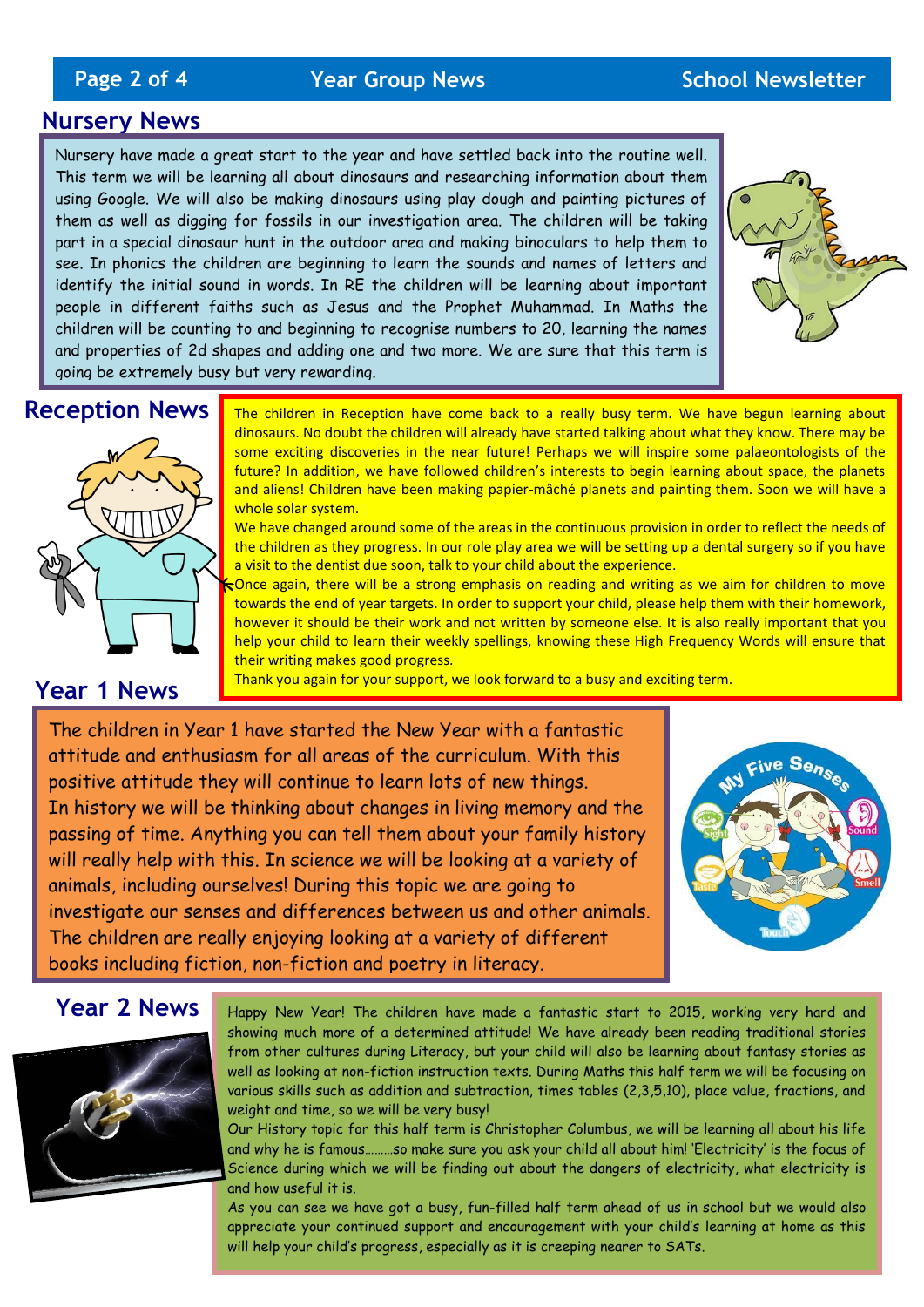## Nursery News

Nursery have made a great start to the year and have settled back into the routine well. This term we will be learning all about dinosaurs and researching information about them using Google. We will also be making dinosaurs using play dough and painting pictures of them as well as digging for fossils in our investigation area. The children will be taking part in a special dinosaur hunt in the outdoor area and making binoculars to help them to see. In phonics the children are beginning to learn the sounds and names of letters and identify the initial sound in words. In RE the children will be learning about important people in different faiths such as Jesus and the Prophet Muhammad. In Maths the children will be counting to and beginning to recognise numbers to 20, learning the names and properties of 2d shapes and adding one and two more. We are sure that this term is going be extremely busy but very rewarding.

## Reception News

The children in Reception have come back to a really busy term. We have begun learning about dinosaurs. No doubt the children will already have started talking about what they know. There may be some exciting discoveries in the near future! Perhaps we will inspire some palaeontologists of the future? In addition, we have followed children's interests to begin learning about space, the planets and aliens! Children have been making papier-mâché planets and painting them. Soon we will have a whole solar system.

We have changed around some of the areas in the continuous provision in order to reflect the needs of the children as they progress. In our role play area we will be setting up a dental surgery so if you have a visit to the dentist due soon, talk to your child about the experience.

Once again, there will be a strong emphasis on reading and writing as we aim for children to move towards the end of year targets. In order to support your child, please help them with their homework, however it should be their work and not written by someone else. It is also really important that you help your child to learn their weekly spellings, knowing these High Frequency Words will ensure that their writing makes good progress.

Thank you again for your support, we look forward to a busy and exciting term.

## Year 1 News

The children in Year 1 have started the New Year with a fantastic attitude and enthusiasm for all areas of the curriculum. With this positive attitude they will continue to learn lots of new things.

In history we will be thinking about changes in living memory and the passing of time. Anything you can tell them about your family history will really help with this. In science we will be looking at a variety of animals, including ourselves! During this topic we are going to investigate our senses and differences between us and other animals. The children are really enjoying looking at a variety of different books including fiction, non-fiction and poetry in literacy.

## Year 2 News

Happy New Year! The children have made a fantastic start to 2015, working very hard and showing much more of a determined attitude! We have already been reading traditional stories from other cultures during Literacy, but your child will also be learning about fantasy stories as well as looking at non-fiction instruction texts. During Maths this half term we will be focusing on various skills such as addition and subtraction, times tables (2,3,5,10), place value, fractions, and weight and time, so we will be very busy!

Our History topic for this half term is Christopher Columbus, we will be learning all about his life and why he is famous………so make sure you ask your child all about him! 'Electricity' is the focus of Science during which we will be finding out about the dangers of electricity, what electricity is and how useful it is.

As you can see we have got a busy, fun-filled half term ahead of us in school but we would also appreciate your continued support and encouragement with your child's learning at home as this will help your child's progress, especially as it is creeping nearer to SATs.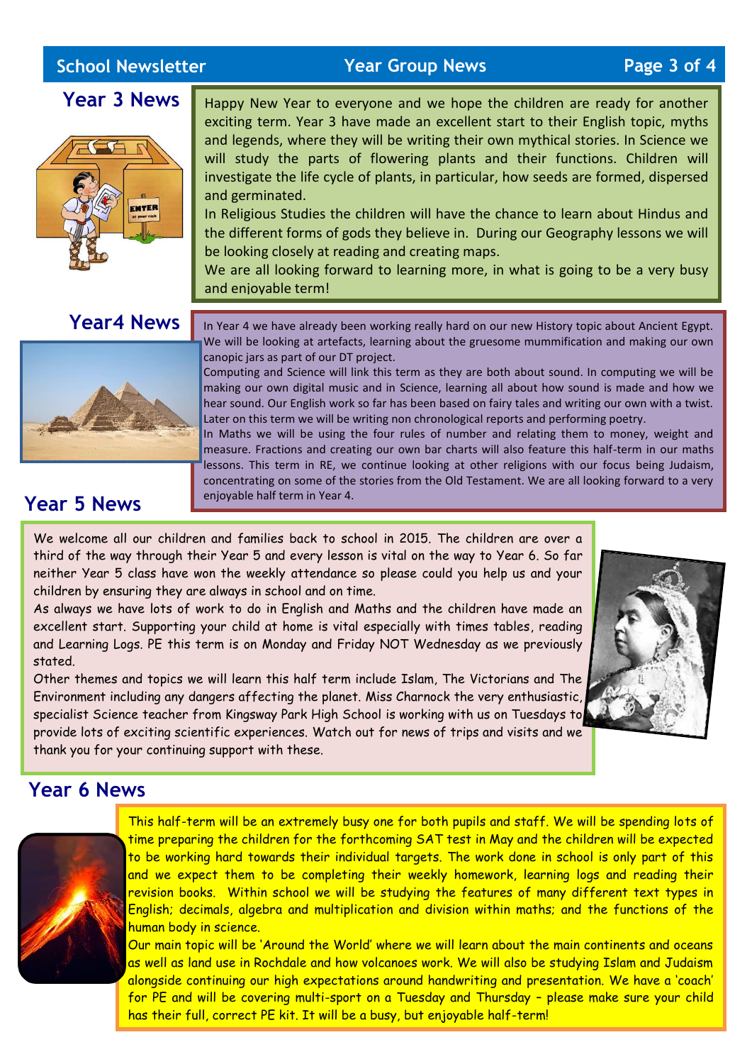## Year 3 News

Happy New Year to everyone and we hope the children are ready for another exciting term. Year 3 have made an excellent start to their English topic, myths and legends, where they will be writing their own mythical stories. In Science we will study the parts of flowering plants and their functions. Children will investigate the life cycle of plants, in particular, how seeds are formed, dispersed and germinated.

In Religious Studies the children will have the chance to learn about Hindus and the different forms of gods they believe in. During our Geography lessons we will be looking closely at reading and creating maps.

We are all looking forward to learning more, in what is going to be a very busy and enjoyable term!

## Year4 News

In Year 4 we have already been working really hard on our new History topic about Ancient Egypt. We will be looking at artefacts, learning about the gruesome mummification and making our own canopic jars as part of our DT project.

Computing and Science will link this term as they are both about sound. In computing we will be making our own digital music and in Science, learning all about how sound is made and how we hear sound. Our English work so far has been based on fairy tales and writing our own with a twist. Later on this term we will be writing non chronological reports and performing poetry.

In Maths we will be using the four rules of number and relating them to money, weight and measure. Fractions and creating our own bar charts will also feature this half-term in our maths lessons. This term in RE, we continue looking at other religions with our focus being Judaism, concentrating on some of the stories from the Old Testament. We are all looking forward to a very enjoyable half term in Year 4.

## Year 5 News

We welcome all our children and families back to school in 2015. The children are over a third of the way through their Year 5 and every lesson is vital on the way to Year 6. So far neither Year 5 class have won the weekly attendance so please could you help us and your children by ensuring they are always in school and on time.

As always we have lots of work to do in English and Maths and the children have made an excellent start. Supporting your child at home is vital especially with times tables, reading and Learning Logs. PE this term is on Monday and Friday NOT Wednesday as we previously stated.

Other themes and topics we will learn this half term include Islam, The Victorians and The Environment including any dangers affecting the planet. Miss Charnock the very enthusiastic, specialist Science teacher from Kingsway Park High School is working with us on Tuesdays to provide lots of exciting scientific experiences. Watch out for news of trips and visits and we thank you for your continuing support with these.

## Year 6 News

This half-term will be an extremely busy one for both pupils and staff. We will be spending lots of time preparing the children for the forthcoming SAT test in May and the children will be expected to be working hard towards their individual targets. The work done in school is only part of this and we expect them to be completing their weekly homework, learning logs and reading their revision books. Within school we will be studying the features of many different text types in English; decimals, algebra and multiplication and division within maths; and the functions of the human body in science.

Our main topic will be 'Around the World' where we will learn about the main continents and oceans as well as land use in Rochdale and how volcanoes work. We will also be studying Islam and Judaism alongside continuing our high expectations around handwriting and presentation. We have a 'coach' for PE and will be covering multi-sport on a Tuesday and Thursday – please make sure your child has their full, correct PE kit. It will be a busy, but enjoyable half-term!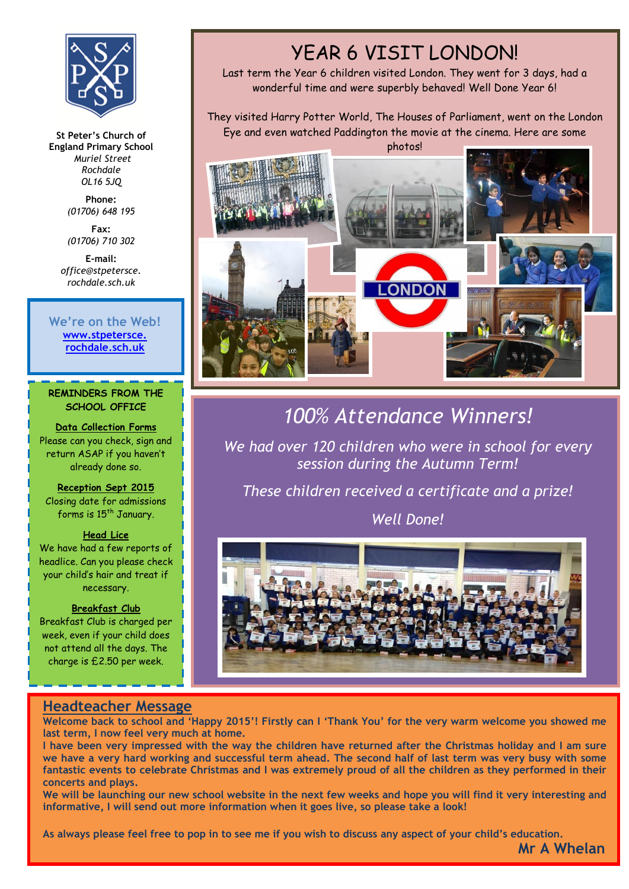St Peter's Church of England Primary School
*Muriel Street*
*Rochdale*
*OL16 5JQ*

**Phone:**
*(01706) 648 195*

**Fax:**
*(01706) 710 302*

**E-mail:**
*office@stpetersce.rochdale.sch.uk*

**We're on the Web!**
**www.stpetersce.rochdale.sch.uk**

**REMINDERS FROM THE SCHOOL OFFICE**

**Data Collection Forms**
Please can you check, sign and return ASAP if you haven't already done so.

**Reception Sept 2015**
Closing date for admissions forms is 15th January.

**Head Lice**
We have had a few reports of headlice. Can you please check your child's hair and treat if necessary.

**Breakfast Club**
Breakfast Club is charged per week, even if your child does not attend all the days. The charge is £2.50 per week.

# YEAR 6 VISIT LONDON!

Last term the Year 6 children visited London. They went for 3 days, had a wonderful time and were superbly behaved! Well Done Year 6!

They visited Harry Potter World, The Houses of Parliament, went on the London Eye and even watched Paddington the movie at the cinema. Here are some photos!

LONDON

# *100% Attendance Winners!*

*We had over 120 children who were in school for every session during the Autumn Term!*

*These children received a certificate and a prize!*

*Well Done!*

## Headteacher Message

**Welcome back to school and 'Happy 2015'! Firstly can I 'Thank You' for the very warm welcome you showed me last term, I now feel very much at home.**

**I have been very impressed with the way the children have returned after the Christmas holiday and I am sure we have a very hard working and successful term ahead. The second half of last term was very busy with some fantastic events to celebrate Christmas and I was extremely proud of all the children as they performed in their concerts and plays.**

**We will be launching our new school website in the next few weeks and hope you will find it very interesting and informative, I will send out more information when it goes live, so please take a look!**

**As always please feel free to pop in to see me if you wish to discuss any aspect of your child's education.**

**Mr A Whelan**